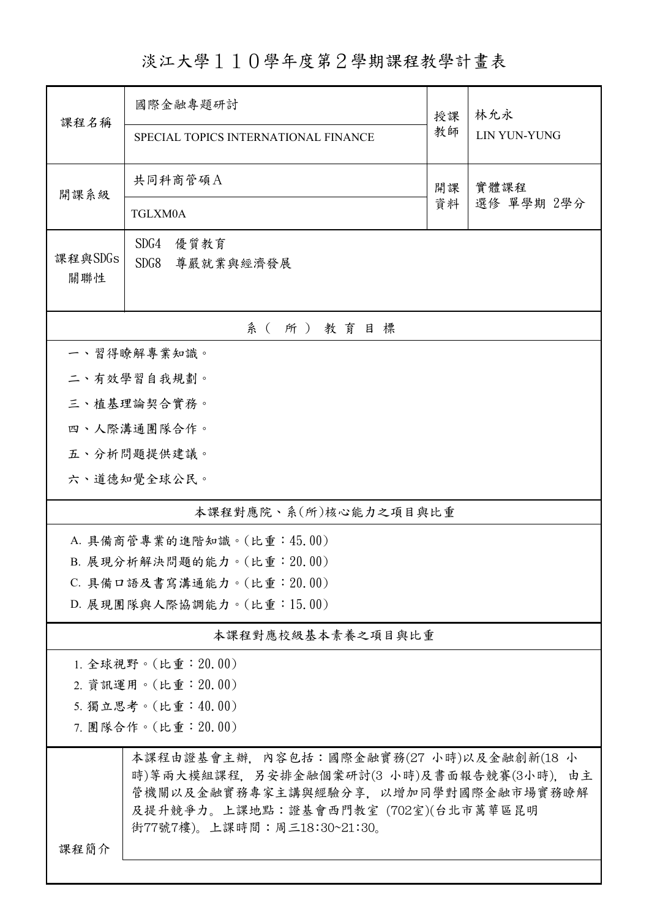# 淡江大學１１０學年度第２學期課程教學計畫表

| | | | |
|---|---|---|---|
| 課程名稱 | 國際金融專題研討<br>SPECIAL TOPICS INTERNATIONAL FINANCE | 授課教師 | 林允永<br>LIN YUN-YUNG |
| 開課系級 | 共同科商管碩Ａ<br>TGLXM0A | 開課資料 | 實體課程<br>選修 單學期 2學分 |
| 課程與SDGs關聯性 | SDG4 優質教育<br>SDG8 尊嚴就業與經濟發展 | | |

## 系（所）教育目標

一、習得瞭解專業知識。

二、有效學習自我規劃。

三、植基理論契合實務。

四、人際溝通團隊合作。

五、分析問題提供建議。

六、道德知覺全球公民。

## 本課程對應院、系(所)核心能力之項目與比重

A. 具備商管專業的進階知識。(比重：45.00)

B. 展現分析解決問題的能力。(比重：20.00)

C. 具備口語及書寫溝通能力。(比重：20.00)

D. 展現團隊與人際協調能力。(比重：15.00)

## 本課程對應校級基本素養之項目與比重

1. 全球視野。(比重：20.00)
2. 資訊運用。(比重：20.00)
5. 獨立思考。(比重：40.00)
7. 團隊合作。(比重：20.00)

## 課程簡介

本課程由證基會主辦，內容包括：國際金融實務(27 小時)以及金融創新(18 小時)等兩大模組課程，另安排金融個案研討(3 小時)及書面報告競賽(3小時)，由主管機關以及金融實務專家主講與經驗分享，以增加同學對國際金融市場實務瞭解及提升競爭力。上課地點：證基會西門教室 (702室)(台北市萬華區昆明街77號7樓)。上課時間：周三18:30~21:30。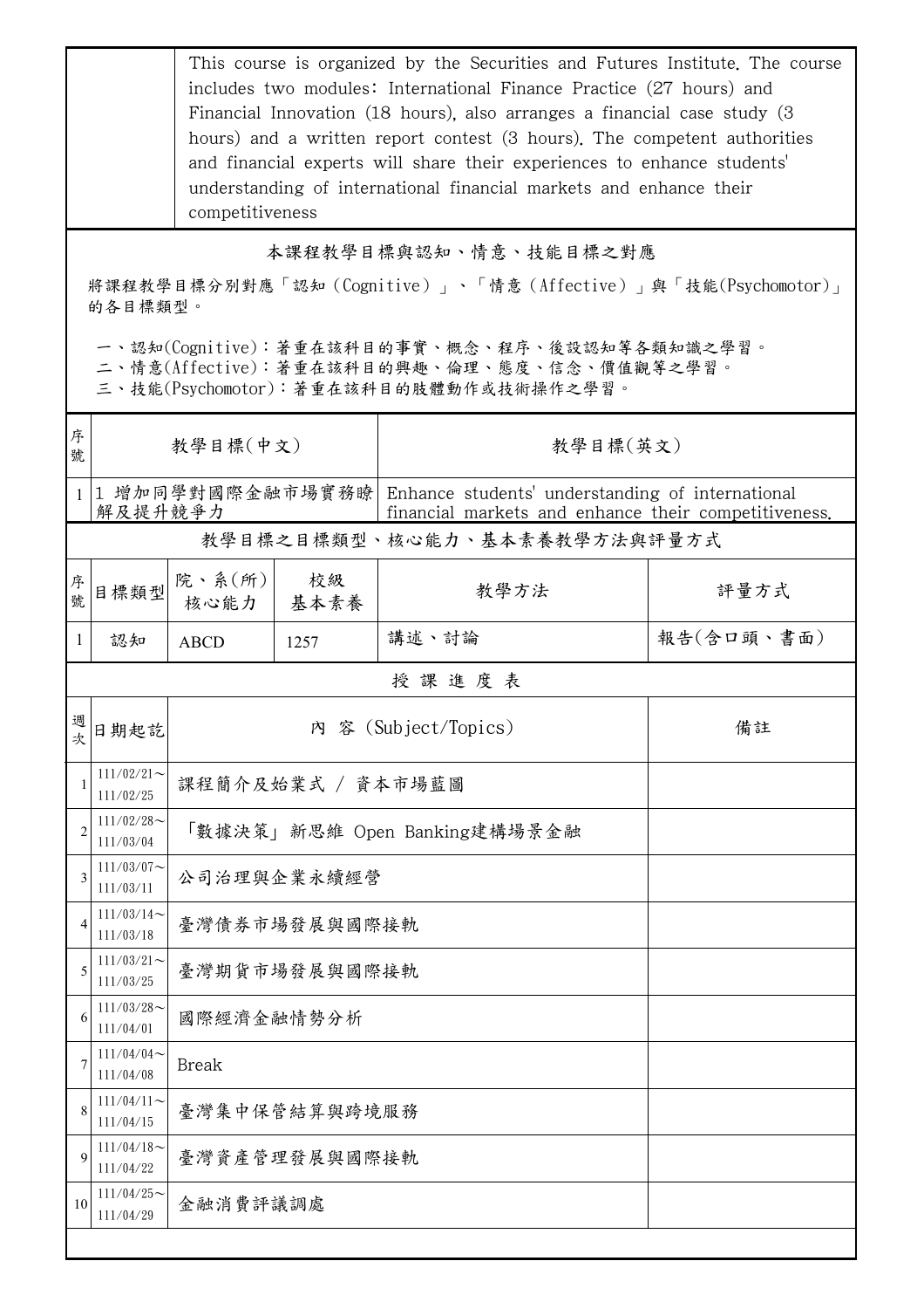| | |
|---|---|
| | This course is organized by the Securities and Futures Institute. The course includes two modules: International Finance Practice (27 hours) and Financial Innovation (18 hours), also arranges a financial case study (3 hours) and a written report contest (3 hours). The competent authorities and financial experts will share their experiences to enhance students' understanding of international financial markets and enhance their competitiveness |

## 本課程教學目標與認知、情意、技能目標之對應

將課程教學目標分別對應「認知（Cognitive）」、「情意（Affective）」與「技能(Psychomotor)」的各目標類型。

一、認知(Cognitive)：著重在該科目的事實、概念、程序、後設認知等各類知識之學習。
二、情意(Affective)：著重在該科目的興趣、倫理、態度、信念、價值觀等之學習。
三、技能(Psychomotor)：著重在該科目的肢體動作或技術操作之學習。

| 序號 | 教學目標(中文) | 教學目標(英文) |
|---|---|---|
| 1 | 1 增加同學對國際金融市場實務瞭解及提升競爭力 | Enhance students' understanding of international financial markets and enhance their competitiveness. |

## 教學目標之目標類型、核心能力、基本素養教學方法與評量方式

| 序號 | 目標類型 | 院、系(所)核心能力 | 校級基本素養 | 教學方法 | 評量方式 |
|---|---|---|---|---|---|
| 1 | 認知 | ABCD | 1257 | 講述、討論 | 報告(含口頭、書面) |

## 授 課 進 度 表

| 週次 | 日期起訖 | 內 容 (Subject/Topics) | 備註 |
|---|---|---|---|
| 1 | 111/02/21～111/02/25 | 課程簡介及始業式 / 資本市場藍圖 | |
| 2 | 111/02/28～111/03/04 | 「數據決策」新思維 Open Banking建構場景金融 | |
| 3 | 111/03/07～111/03/11 | 公司治理與企業永續經營 | |
| 4 | 111/03/14～111/03/18 | 臺灣債券市場發展與國際接軌 | |
| 5 | 111/03/21～111/03/25 | 臺灣期貨市場發展與國際接軌 | |
| 6 | 111/03/28～111/04/01 | 國際經濟金融情勢分析 | |
| 7 | 111/04/04～111/04/08 | Break | |
| 8 | 111/04/11～111/04/15 | 臺灣集中保管結算與跨境服務 | |
| 9 | 111/04/18～111/04/22 | 臺灣資產管理發展與國際接軌 | |
| 10 | 111/04/25～111/04/29 | 金融消費評議調處 | |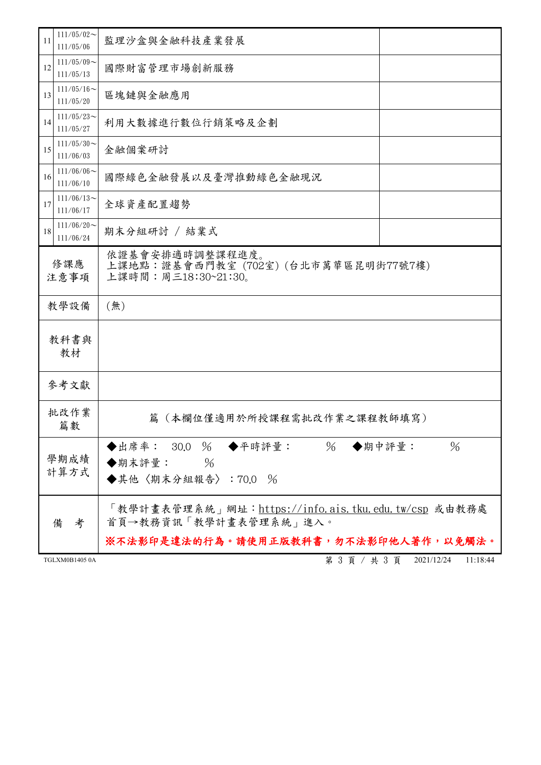| | | | |
|---|---|---|---|
| 11 | 111/05/02～<br>111/05/06 | 監理沙盒與金融科技產業發展 | |
| 12 | 111/05/09～<br>111/05/13 | 國際財富管理市場創新服務 | |
| 13 | 111/05/16～<br>111/05/20 | 區塊鏈與金融應用 | |
| 14 | 111/05/23～<br>111/05/27 | 利用大數據進行數位行銷策略及企劃 | |
| 15 | 111/05/30～<br>111/06/03 | 金融個案研討 | |
| 16 | 111/06/06～<br>111/06/10 | 國際綠色金融發展以及臺灣推動綠色金融現況 | |
| 17 | 111/06/13～<br>111/06/17 | 全球資產配置趨勢 | |
| 18 | 111/06/20～<br>111/06/24 | 期末分組研討 / 結業式 | |

| | |
|---|---|
| 修課應注意事項 | 依證基會安排適時調整課程進度。<br>上課地點：證基會西門教室 (702室) (台北市萬華區昆明街77號7樓)<br>上課時間：周三18:30~21:30。 |
| 教學設備 | (無) |
| 教科書與教材 | |
| 參考文獻 | |
| 批改作業篇數 | 篇（本欄位僅適用於所授課程需批改作業之課程教師填寫） |
| 學期成績計算方式 | ◆出席率： 30.0 ％　◆平時評量：　％　◆期中評量：　％<br>◆期末評量：　％<br>◆其他〈期末分組報告〉：70.0 ％ |
| 備　考 | 「教學計畫表管理系統」網址：https://info.ais.tku.edu.tw/csp 或由教務處首頁→教務資訊「教學計畫表管理系統」進入。<br>**※不法影印是違法的行為。請使用正版教科書，勿不法影印他人著作，以免觸法。** |

TGLXM0B1405 0A　　2021/12/24　11:18:44